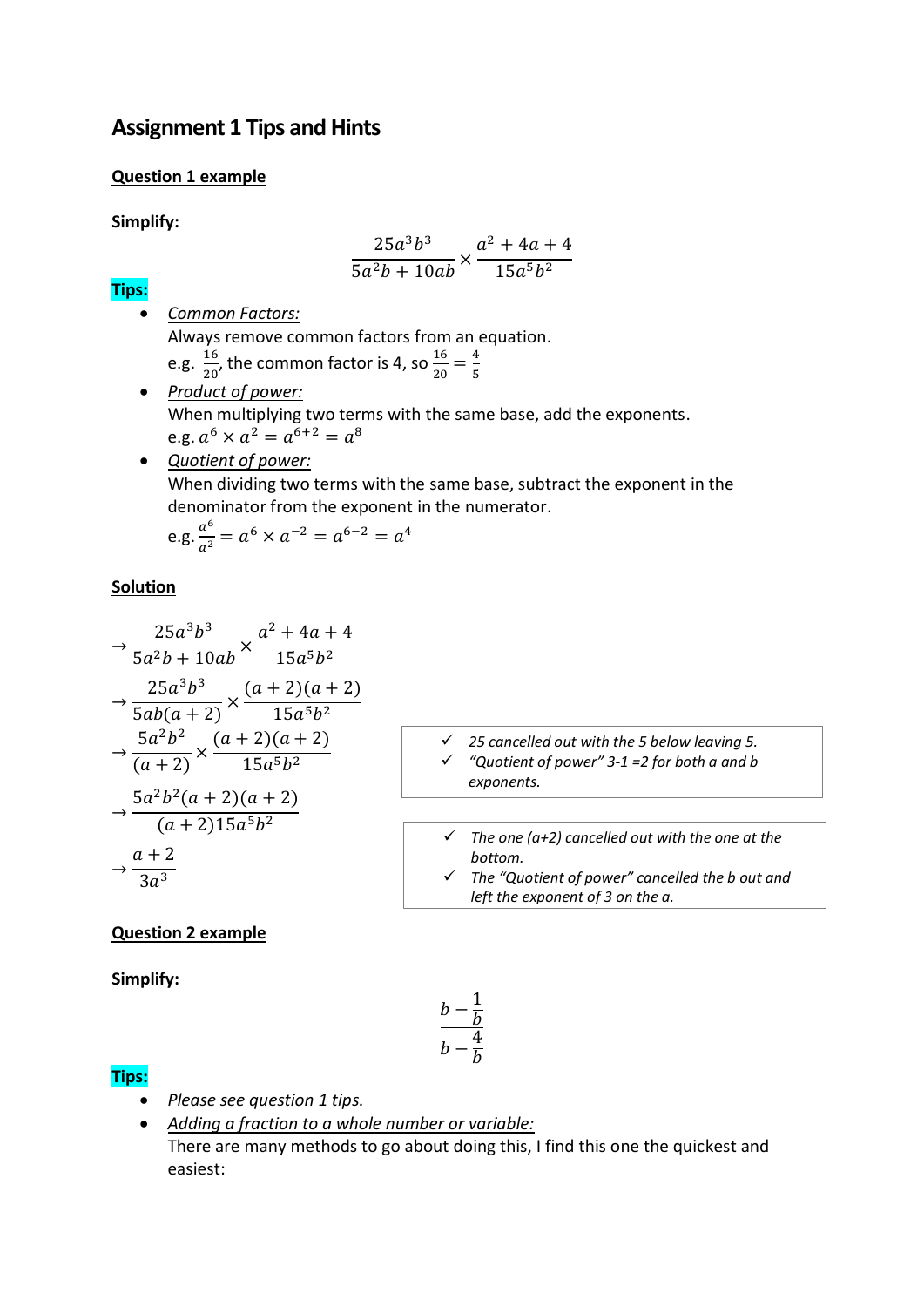# Assignment 1 Tips and Hints

**Question 1 example**

**Simplify:**

$$\frac{25a^3b^3}{5a^2b + 10ab} \times \frac{a^2 + 4a + 4}{15a^5b^2}$$

**Tips:**

- *Common Factors:*
  Always remove common factors from an equation.
  e.g. $\frac{16}{20}$, the common factor is 4, so $\frac{16}{20} = \frac{4}{5}$
- *Product of power:*
  When multiplying two terms with the same base, add the exponents.
  e.g. $a^6 \times a^2 = a^{6+2} = a^8$
- *Quotient of power:*
  When dividing two terms with the same base, subtract the exponent in the denominator from the exponent in the numerator.
  e.g. $\frac{a^6}{a^2} = a^6 \times a^{-2} = a^{6-2} = a^4$

**Solution**

$$\rightarrow \frac{25a^3b^3}{5a^2b + 10ab} \times \frac{a^2 + 4a + 4}{15a^5b^2}$$

$$\rightarrow \frac{25a^3b^3}{5ab(a + 2)} \times \frac{(a + 2)(a + 2)}{15a^5b^2}$$

$$\rightarrow \frac{5a^2b^2}{(a + 2)} \times \frac{(a + 2)(a + 2)}{15a^5b^2}$$

- ✓ *25 cancelled out with the 5 below leaving 5.*
- ✓ *"Quotient of power" 3-1 =2 for both a and b exponents.*

$$\rightarrow \frac{5a^2b^2(a + 2)(a + 2)}{(a + 2)15a^5b^2}$$

$$\rightarrow \frac{a + 2}{3a^3}$$

- ✓ *The one (a+2) cancelled out with the one at the bottom.*
- ✓ *The "Quotient of power" cancelled the b out and left the exponent of 3 on the a.*

**Question 2 example**

**Simplify:**

$$\frac{b - \frac{1}{b}}{b - \frac{4}{b}}$$

**Tips:**

- *Please see question 1 tips.*
- *Adding a fraction to a whole number or variable:*
  There are many methods to go about doing this, I find this one the quickest and easiest: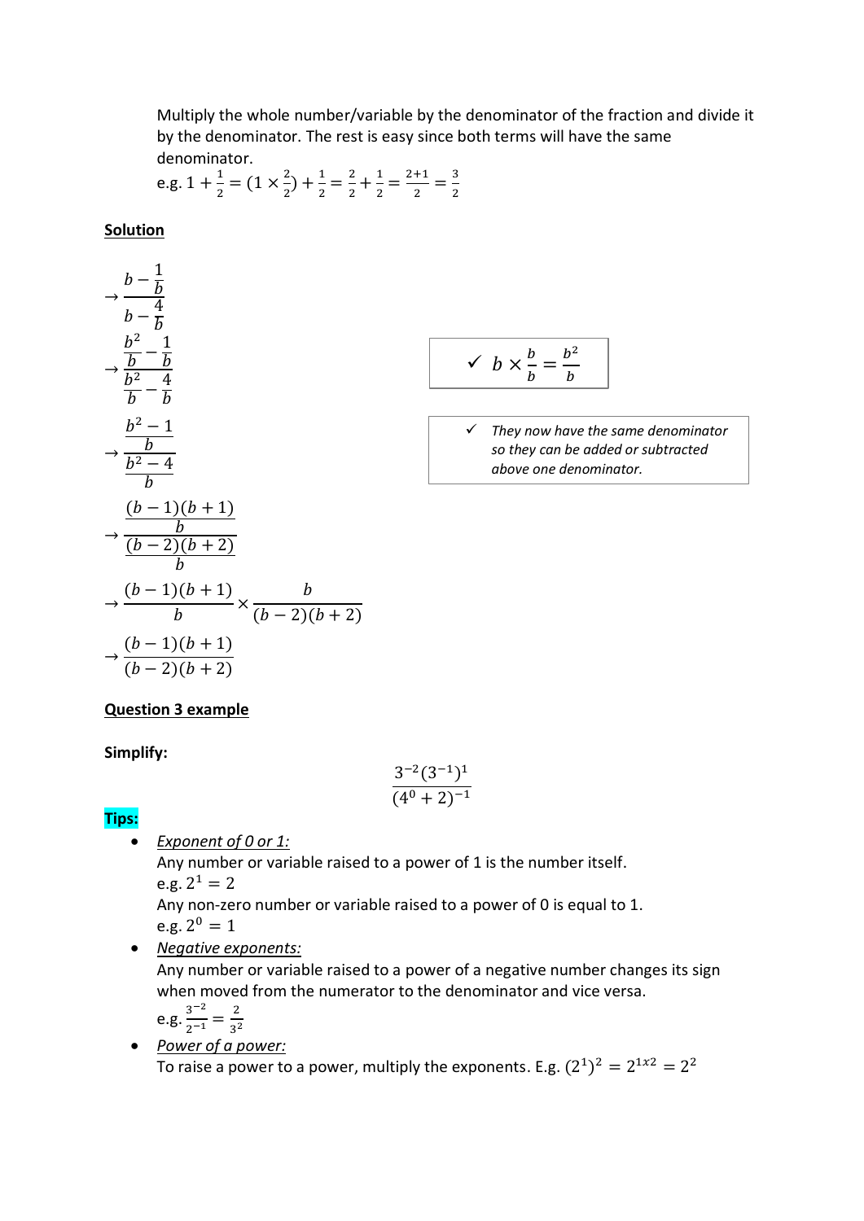Multiply the whole number/variable by the denominator of the fraction and divide it by the denominator. The rest is easy since both terms will have the same denominator.

e.g. $1 + \frac{1}{2} = (1 \times \frac{2}{2}) + \frac{1}{2} = \frac{2}{2} + \frac{1}{2} = \frac{2+1}{2} = \frac{3}{2}$

**Solution**

$$\rightarrow \frac{b - \frac{1}{b}}{b - \frac{4}{b}}$$

$$\rightarrow \frac{\frac{b^2}{b} - \frac{1}{b}}{\frac{b^2}{b} - \frac{4}{b}}$$

✓ $b \times \frac{b}{b} = \frac{b^2}{b}$

$$\rightarrow \frac{\frac{b^2 - 1}{b}}{\frac{b^2 - 4}{b}}$$

✓ *They now have the same denominator so they can be added or subtracted above one denominator.*

$$\rightarrow \frac{\frac{(b-1)(b+1)}{b}}{\frac{(b-2)(b+2)}{b}}$$

$$\rightarrow \frac{(b-1)(b+1)}{b} \times \frac{b}{(b-2)(b+2)}$$

$$\rightarrow \frac{(b-1)(b+1)}{(b-2)(b+2)}$$

**Question 3 example**

**Simplify:**

$$\frac{3^{-2}(3^{-1})^1}{(4^0 + 2)^{-1}}$$

**Tips:**

- *Exponent of 0 or 1:*
  Any number or variable raised to a power of 1 is the number itself.
  e.g. $2^1 = 2$
  Any non-zero number or variable raised to a power of 0 is equal to 1.
  e.g. $2^0 = 1$
- *Negative exponents:*
  Any number or variable raised to a power of a negative number changes its sign when moved from the numerator to the denominator and vice versa.
  e.g. $\frac{3^{-2}}{2^{-1}} = \frac{2}{3^2}$
- *Power of a power:*
  To raise a power to a power, multiply the exponents. E.g. $(2^1)^2 = 2^{1x2} = 2^2$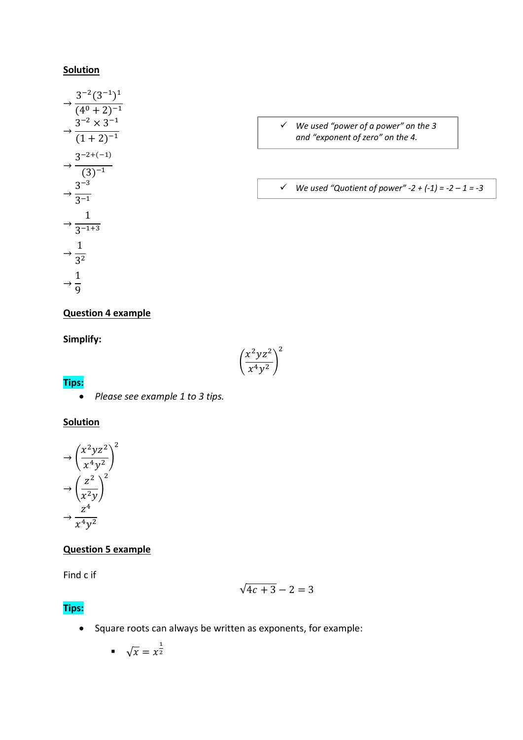**Solution**

$$\rightarrow \frac{3^{-2}(3^{-1})^{1}}{(4^{0}+2)^{-1}}$$

$$\rightarrow \frac{3^{-2} \times 3^{-1}}{(1+2)^{-1}}$$

- ✓ *We used "power of a power" on the 3 and "exponent of zero" on the 4.*

$$\rightarrow \frac{3^{-2+(-1)}}{(3)^{-1}}$$

- ✓ *We used "Quotient of power" -2 + (-1) = -2 – 1 = -3*

$$\rightarrow \frac{3^{-3}}{3^{-1}}$$

$$\rightarrow \frac{1}{3^{-1+3}}$$

$$\rightarrow \frac{1}{3^{2}}$$

$$\rightarrow \frac{1}{9}$$

**Question 4 example**

**Simplify:**

$$\left(\frac{x^2yz^2}{x^4y^2}\right)^2$$

**Tips:**

- *Please see example 1 to 3 tips.*

**Solution**

$$\rightarrow \left(\frac{x^2yz^2}{x^4y^2}\right)^2$$

$$\rightarrow \left(\frac{z^2}{x^2y}\right)^2$$

$$\rightarrow \frac{z^4}{x^4y^2}$$

**Question 5 example**

Find c if

$$\sqrt{4c+3}-2=3$$

**Tips:**

- Square roots can always be written as exponents, for example:
  - $\sqrt{x} = x^{\frac{1}{2}}$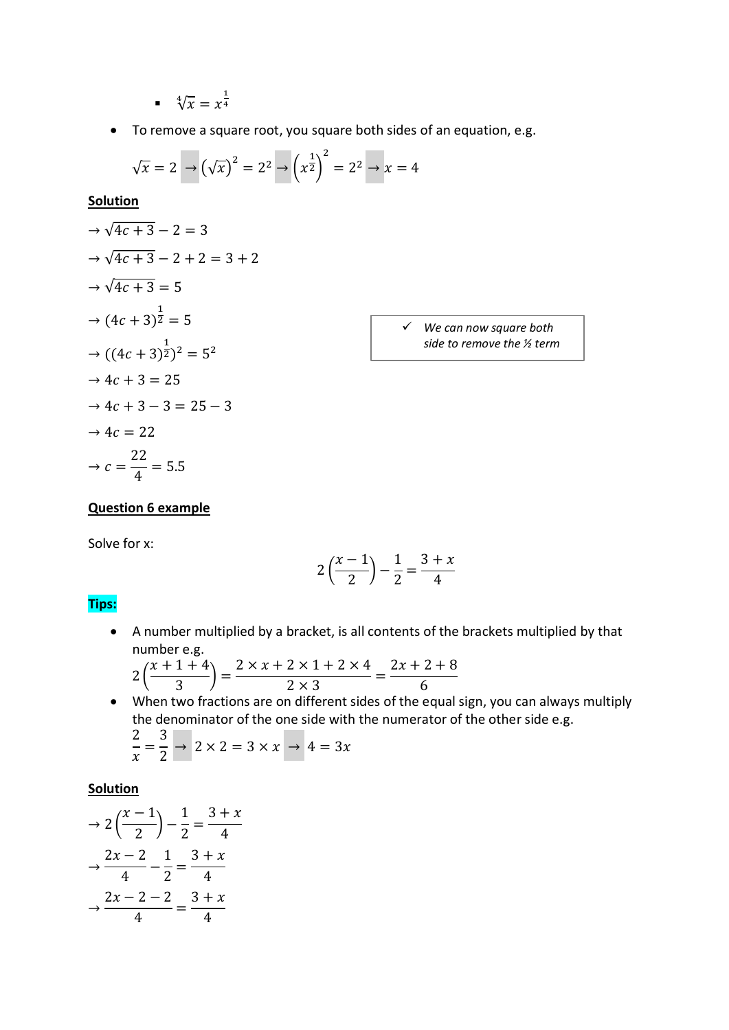- $\sqrt[4]{x} = x^{\frac{1}{4}}$

- To remove a square root, you square both sides of an equation, e.g.

$$\sqrt{x} = 2 \rightarrow \left(\sqrt{x}\right)^2 = 2^2 \rightarrow \left(x^{\frac{1}{2}}\right)^2 = 2^2 \rightarrow x = 4$$

**Solution**

$\rightarrow \sqrt{4c+3} - 2 = 3$

$\rightarrow \sqrt{4c+3} - 2 + 2 = 3 + 2$

$\rightarrow \sqrt{4c+3} = 5$

$\rightarrow (4c+3)^{\frac{1}{2}} = 5$

$\rightarrow ((4c+3)^{\frac{1}{2}})^2 = 5^2$

> ✓ *We can now square both side to remove the ½ term*

$\rightarrow 4c + 3 = 25$

$\rightarrow 4c + 3 - 3 = 25 - 3$

$\rightarrow 4c = 22$

$\rightarrow c = \dfrac{22}{4} = 5.5$

**Question 6 example**

Solve for x:

$$2\left(\frac{x-1}{2}\right) - \frac{1}{2} = \frac{3+x}{4}$$

**Tips:**

- A number multiplied by a bracket, is all contents of the brackets multiplied by that number e.g.
  $2\left(\dfrac{x+1+4}{3}\right) = \dfrac{2 \times x + 2 \times 1 + 2 \times 4}{2 \times 3} = \dfrac{2x+2+8}{6}$
- When two fractions are on different sides of the equal sign, you can always multiply the denominator of the one side with the numerator of the other side e.g.
  $\dfrac{2}{x} = \dfrac{3}{2} \rightarrow 2 \times 2 = 3 \times x \rightarrow 4 = 3x$

**Solution**

$\rightarrow 2\left(\dfrac{x-1}{2}\right) - \dfrac{1}{2} = \dfrac{3+x}{4}$

$\rightarrow \dfrac{2x-2}{4} - \dfrac{1}{2} = \dfrac{3+x}{4}$

$\rightarrow \dfrac{2x-2-2}{4} = \dfrac{3+x}{4}$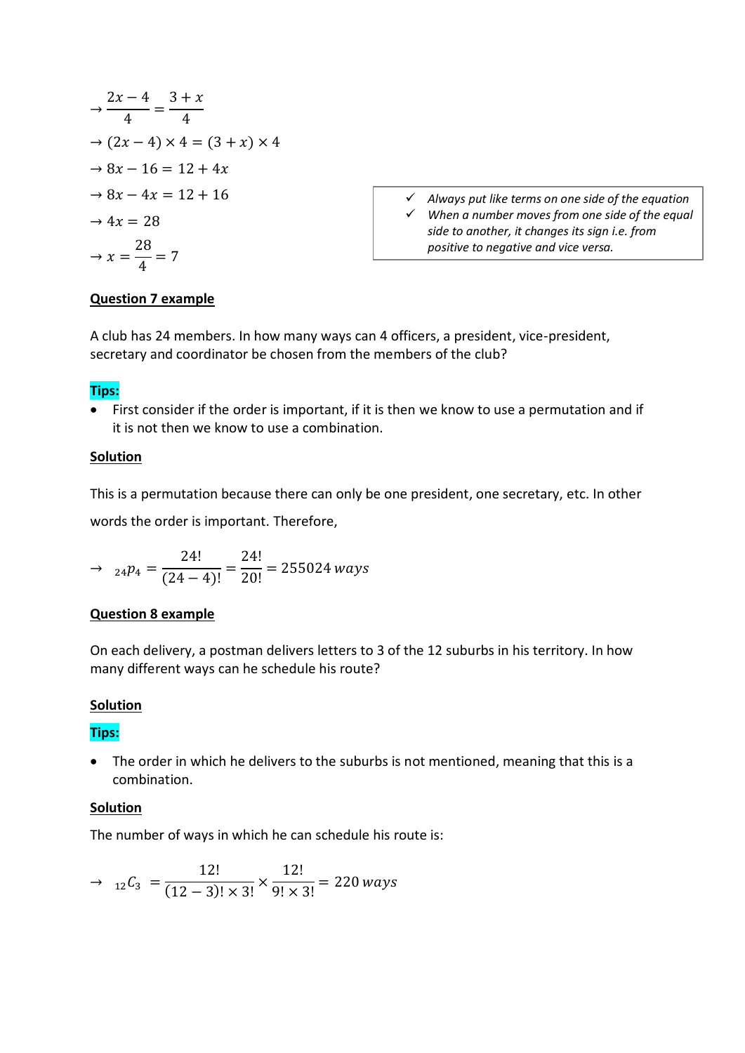$$\rightarrow \frac{2x-4}{4} = \frac{3+x}{4}$$

$$\rightarrow (2x-4) \times 4 = (3+x) \times 4$$

$$\rightarrow 8x - 16 = 12 + 4x$$

$$\rightarrow 8x - 4x = 12 + 16$$

$$\rightarrow 4x = 28$$

$$\rightarrow x = \frac{28}{4} = 7$$

- ✓ *Always put like terms on one side of the equation*
- ✓ *When a number moves from one side of the equal side to another, it changes its sign i.e. from positive to negative and vice versa.*

**<u>Question 7 example</u>**

A club has 24 members. In how many ways can 4 officers, a president, vice-president, secretary and coordinator be chosen from the members of the club?

**Tips:**

- First consider if the order is important, if it is then we know to use a permutation and if it is not then we know to use a combination.

**<u>Solution</u>**

This is a permutation because there can only be one president, one secretary, etc. In other words the order is important. Therefore,

$$\rightarrow \ {}_{24}p_4 = \frac{24!}{(24-4)!} = \frac{24!}{20!} = 255024 \, ways$$

**<u>Question 8 example</u>**

On each delivery, a postman delivers letters to 3 of the 12 suburbs in his territory. In how many different ways can he schedule his route?

**<u>Solution</u>**

**Tips:**

- The order in which he delivers to the suburbs is not mentioned, meaning that this is a combination.

**<u>Solution</u>**

The number of ways in which he can schedule his route is:

$$\rightarrow \ {}_{12}C_3 = \frac{12!}{(12-3)! \times 3!} \times \frac{12!}{9! \times 3!} = 220 \, ways$$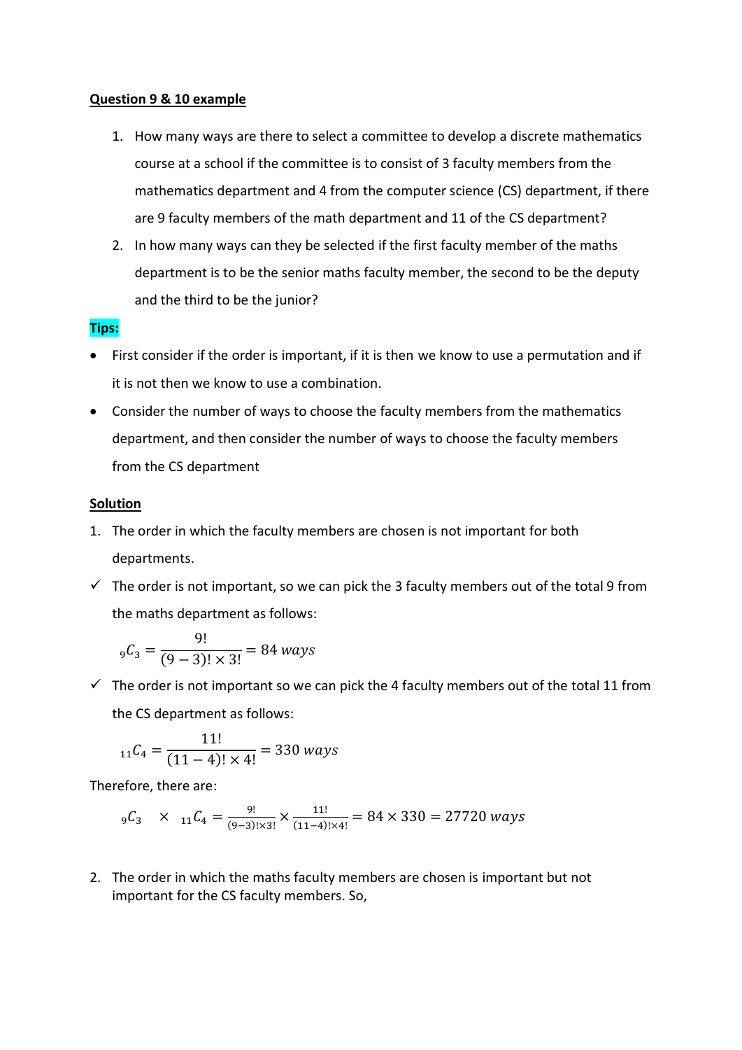**Question 9 & 10 example**

1. How many ways are there to select a committee to develop a discrete mathematics course at a school if the committee is to consist of 3 faculty members from the mathematics department and 4 from the computer science (CS) department, if there are 9 faculty members of the math department and 11 of the CS department?
2. In how many ways can they be selected if the first faculty member of the maths department is to be the senior maths faculty member, the second to be the deputy and the third to be the junior?

**Tips:**

- First consider if the order is important, if it is then we know to use a permutation and if it is not then we know to use a combination.
- Consider the number of ways to choose the faculty members from the mathematics department, and then consider the number of ways to choose the faculty members from the CS department

**Solution**

1. The order in which the faculty members are chosen is not important for both departments.

✓ The order is not important, so we can pick the 3 faculty members out of the total 9 from the maths department as follows:

$$_9C_3 = \frac{9!}{(9-3)! \times 3!} = 84 \; ways$$

✓ The order is not important so we can pick the 4 faculty members out of the total 11 from the CS department as follows:

$$_{11}C_4 = \frac{11!}{(11-4)! \times 4!} = 330 \; ways$$

Therefore, there are:

$$_9C_3 \quad \times \quad _{11}C_4 = \frac{9!}{(9-3)! \times 3!} \times \frac{11!}{(11-4)! \times 4!} = 84 \times 330 = 27720 \; ways$$

2. The order in which the maths faculty members are chosen is important but not important for the CS faculty members. So,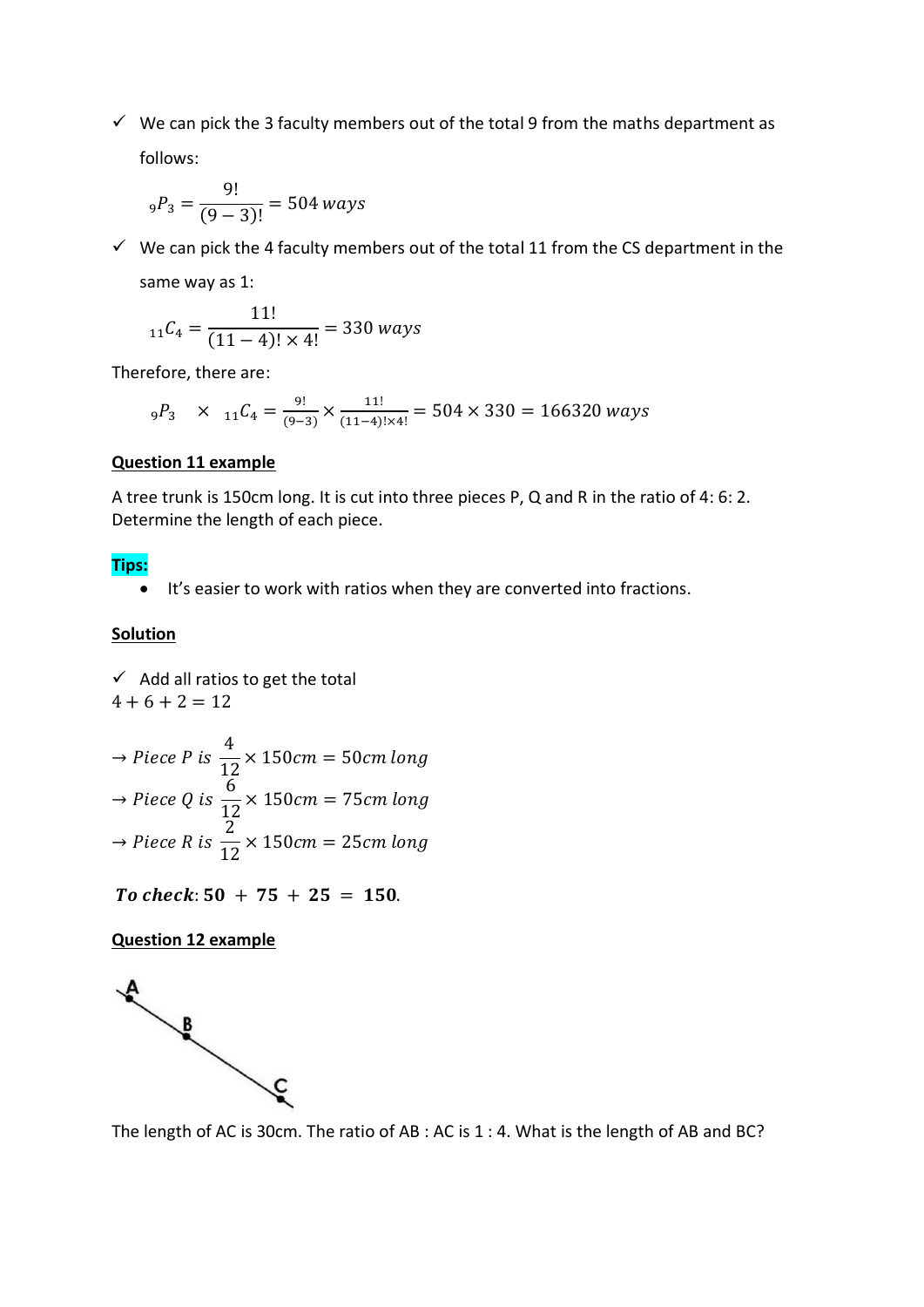- ✓ We can pick the 3 faculty members out of the total 9 from the maths department as follows:

$$_9P_3 = \frac{9!}{(9-3)!} = 504\,ways$$

- ✓ We can pick the 4 faculty members out of the total 11 from the CS department in the same way as 1:

$$_{11}C_4 = \frac{11!}{(11-4)! \times 4!} = 330\,ways$$

Therefore, there are:

$$_9P_3 \quad \times \quad _{11}C_4 = \frac{9!}{(9-3)} \times \frac{11!}{(11-4)! \times 4!} = 504 \times 330 = 166320\,ways$$

**Question 11 example**

A tree trunk is 150cm long. It is cut into three pieces P, Q and R in the ratio of 4: 6: 2. Determine the length of each piece.

**Tips:**

- It's easier to work with ratios when they are converted into fractions.

**Solution**

✓ Add all ratios to get the total

$4 + 6 + 2 = 12$

$$\rightarrow Piece\ P\ is\ \frac{4}{12} \times 150cm = 50cm\ long$$
$$\rightarrow Piece\ Q\ is\ \frac{6}{12} \times 150cm = 75cm\ long$$
$$\rightarrow Piece\ R\ is\ \frac{2}{12} \times 150cm = 25cm\ long$$

$\boldsymbol{To\ check: 50 + 75 + 25 = 150.}$

**Question 12 example**

The length of AC is 30cm. The ratio of AB : AC is 1 : 4. What is the length of AB and BC?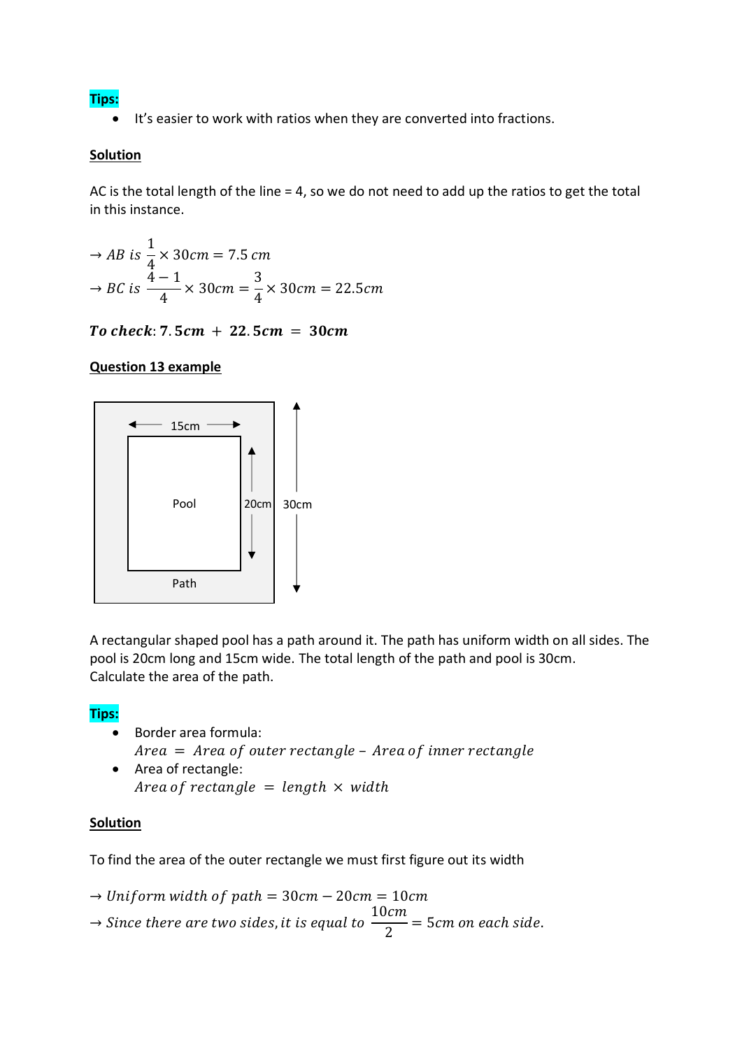**Tips:**

- It's easier to work with ratios when they are converted into fractions.

**Solution**

AC is the total length of the line = 4, so we do not need to add up the ratios to get the total in this instance.

$$\rightarrow AB\ is\ \frac{1}{4} \times 30cm = 7.5\ cm$$
$$\rightarrow BC\ is\ \frac{4-1}{4} \times 30cm = \frac{3}{4} \times 30cm = 22.5cm$$

$$\textbf{To check: } \mathbf{7.5cm + 22.5cm = 30cm}$$

**Question 13 example**

15cm

Pool

20cm

30cm

Path

A rectangular shaped pool has a path around it. The path has uniform width on all sides. The pool is 20cm long and 15cm wide. The total length of the path and pool is 30cm. Calculate the area of the path.

**Tips:**

- Border area formula:
  $Area\ =\ Area\ of\ outer\ rectangle - Area\ of\ inner\ rectangle$
- Area of rectangle:
  $Area\ of\ rectangle\ =\ length\ \times\ width$

**Solution**

To find the area of the outer rectangle we must first figure out its width

$$\rightarrow Uniform\ width\ of\ path = 30cm - 20cm = 10cm$$
$$\rightarrow Since\ there\ are\ two\ sides, it\ is\ equal\ to\ \frac{10cm}{2} = 5cm\ on\ each\ side.$$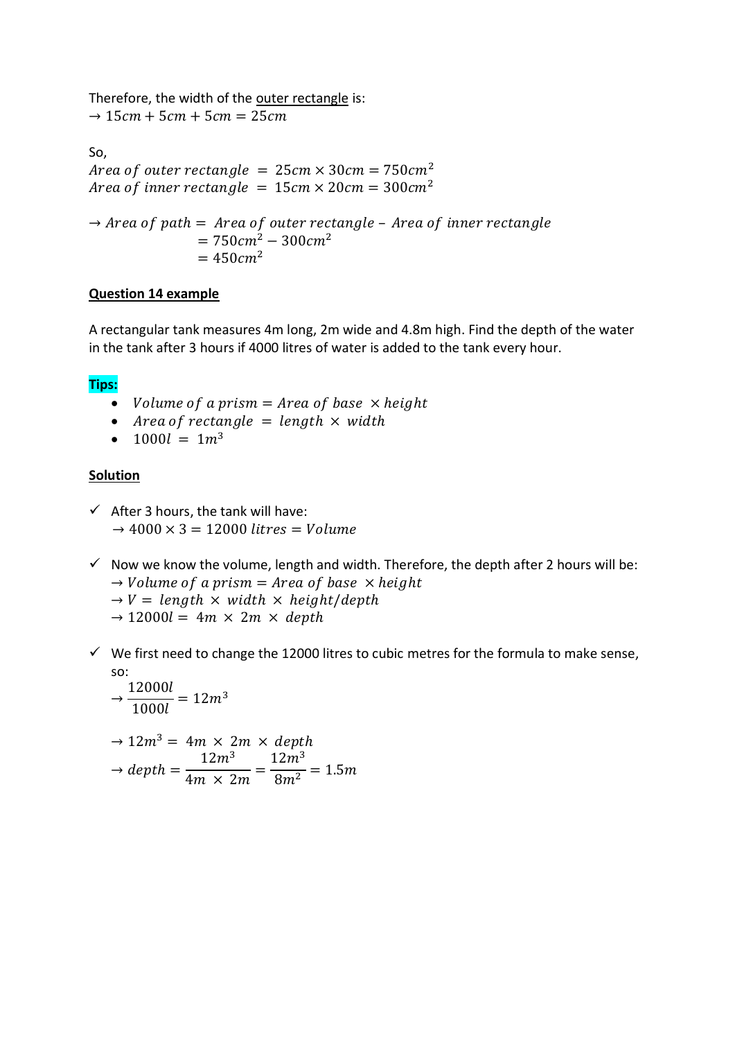Therefore, the width of the outer rectangle is:
$\rightarrow 15cm + 5cm + 5cm = 25cm$

So,
$Area\ of\ outer\ rectangle\ = 25cm \times 30cm = 750cm^2$
$Area\ of\ inner\ rectangle\ = 15cm \times 20cm = 300cm^2$

$$\rightarrow Area\ of\ path = Area\ of\ outer\ rectangle - Area\ of\ inner\ rectangle$$
$$= 750cm^2 - 300cm^2$$
$$= 450cm^2$$

**Question 14 example**

A rectangular tank measures 4m long, 2m wide and 4.8m high. Find the depth of the water in the tank after 3 hours if 4000 litres of water is added to the tank every hour.

**Tips:**

- $Volume\ of\ a\ prism = Area\ of\ base\ \times height$
- $Area\ of\ rectangle\ = length\ \times\ width$
- $1000l\ =\ 1m^3$

**Solution**

✓ After 3 hours, the tank will have:
$\rightarrow 4000 \times 3 = 12000\ litres = Volume$

✓ Now we know the volume, length and width. Therefore, the depth after 2 hours will be:
$\rightarrow Volume\ of\ a\ prism = Area\ of\ base\ \times height$
$\rightarrow V =\ length\ \times\ width\ \times\ height/depth$
$\rightarrow 12000l =\ 4m\ \times\ 2m\ \times\ depth$

✓ We first need to change the 12000 litres to cubic metres for the formula to make sense, so:
$$\rightarrow \frac{12000l}{1000l} = 12m^3$$

$$\rightarrow 12m^3 =\ 4m\ \times\ 2m\ \times\ depth$$
$$\rightarrow depth = \frac{12m^3}{4m\ \times\ 2m} = \frac{12m^3}{8m^2} = 1.5m$$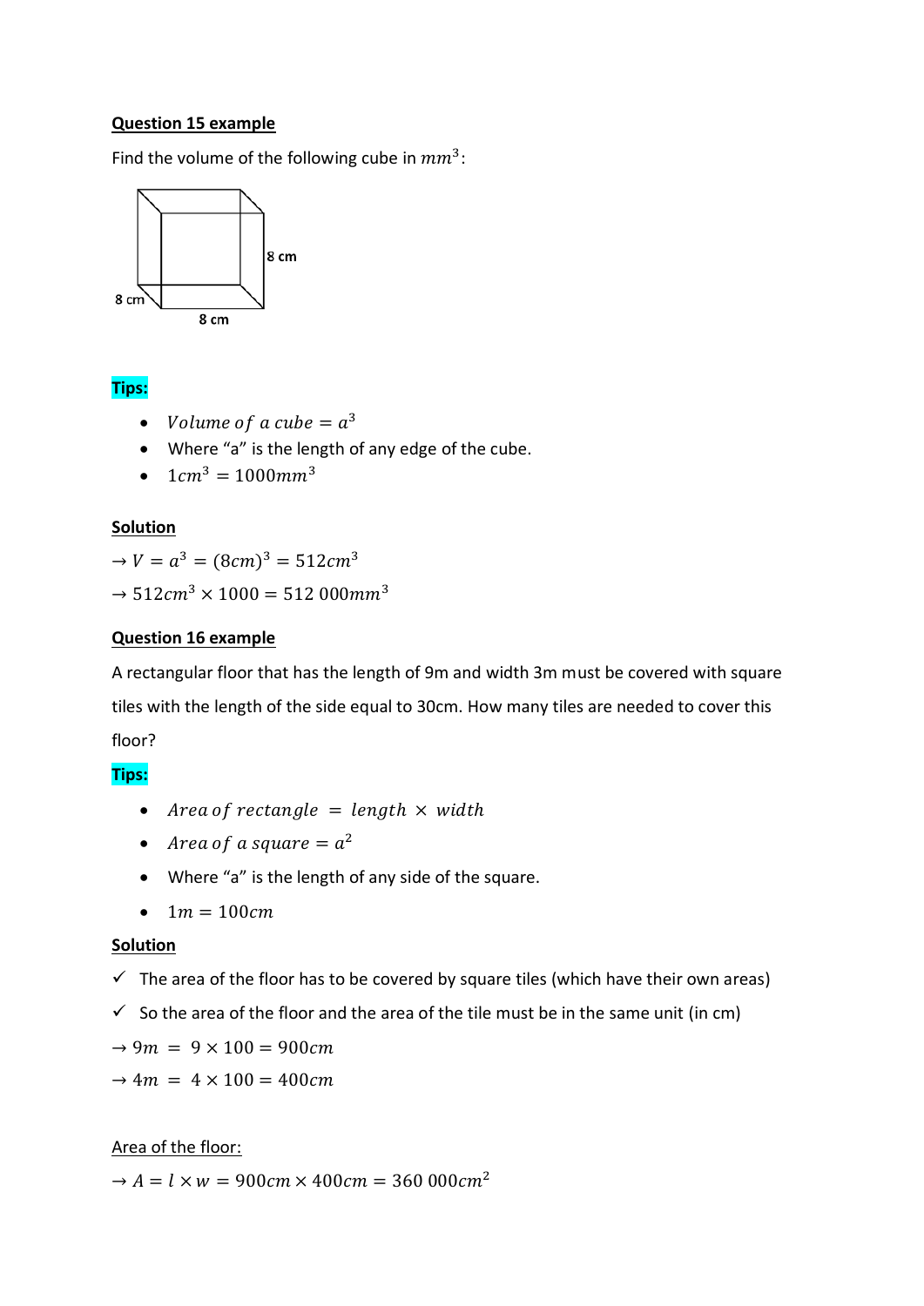**Question 15 example**

Find the volume of the following cube in $mm^3$:

8 cm

8 cm

8 cm

**Tips:**

- $Volume\ of\ a\ cube = a^3$
- Where "a" is the length of any edge of the cube.
- $1cm^3 = 1000mm^3$

**Solution**

$\rightarrow V = a^3 = (8cm)^3 = 512cm^3$

$\rightarrow 512cm^3 \times 1000 = 512\ 000mm^3$

**Question 16 example**

A rectangular floor that has the length of 9m and width 3m must be covered with square tiles with the length of the side equal to 30cm. How many tiles are needed to cover this floor?

**Tips:**

- $Area\ of\ rectangle\ = length\ \times\ width$
- $Area\ of\ a\ square = a^2$
- Where "a" is the length of any side of the square.
- $1m = 100cm$

**Solution**

- ✓ The area of the floor has to be covered by square tiles (which have their own areas)
- ✓ So the area of the floor and the area of the tile must be in the same unit (in cm)

$\rightarrow 9m\ =\ 9 \times 100 = 900cm$

$\rightarrow 4m\ =\ 4 \times 100 = 400cm$

Area of the floor:

$\rightarrow A = l \times w = 900cm \times 400cm = 360\ 000cm^2$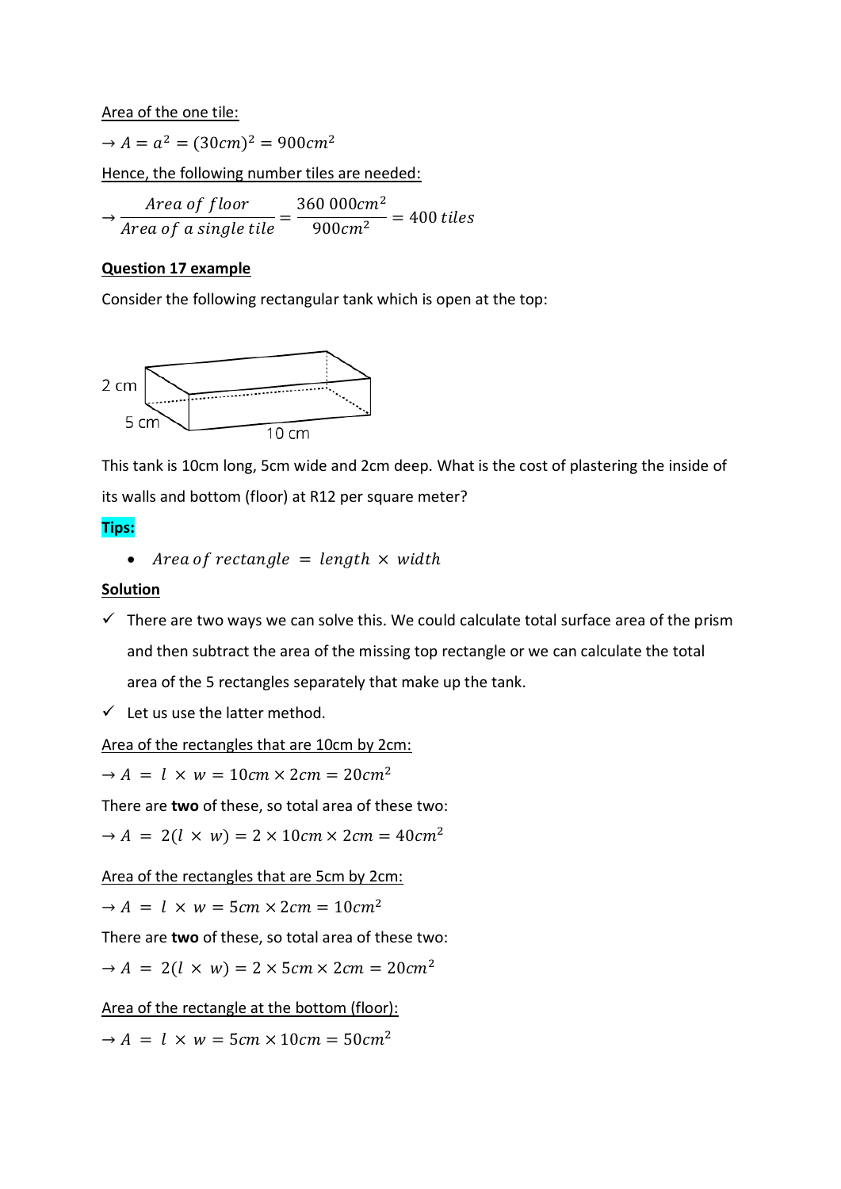Area of the one tile:

$\rightarrow A = a^2 = (30cm)^2 = 900cm^2$

Hence, the following number tiles are needed:

$$\rightarrow \frac{Area\ of\ floor}{Area\ of\ a\ single\ tile} = \frac{360\ 000cm^2}{900cm^2} = 400\ tiles$$

**Question 17 example**

Consider the following rectangular tank which is open at the top:

2 cm

5 cm

10 cm

This tank is 10cm long, 5cm wide and 2cm deep. What is the cost of plastering the inside of its walls and bottom (floor) at R12 per square meter?

**Tips:**

- $Area\ of\ rectangle\ =\ length\ \times\ width$

**Solution**

- ✓ There are two ways we can solve this. We could calculate total surface area of the prism and then subtract the area of the missing top rectangle or we can calculate the total area of the 5 rectangles separately that make up the tank.
- ✓ Let us use the latter method.

Area of the rectangles that are 10cm by 2cm:

$\rightarrow A\ =\ l\ \times\ w = 10cm \times 2cm = 20cm^2$

There are **two** of these, so total area of these two:

$\rightarrow A\ =\ 2(l\ \times\ w) = 2 \times 10cm \times 2cm = 40cm^2$

Area of the rectangles that are 5cm by 2cm:

$\rightarrow A\ =\ l\ \times\ w = 5cm \times 2cm = 10cm^2$

There are **two** of these, so total area of these two:

$\rightarrow A\ =\ 2(l\ \times\ w) = 2 \times 5cm \times 2cm = 20cm^2$

Area of the rectangle at the bottom (floor):

$\rightarrow A\ =\ l\ \times\ w = 5cm \times 10cm = 50cm^2$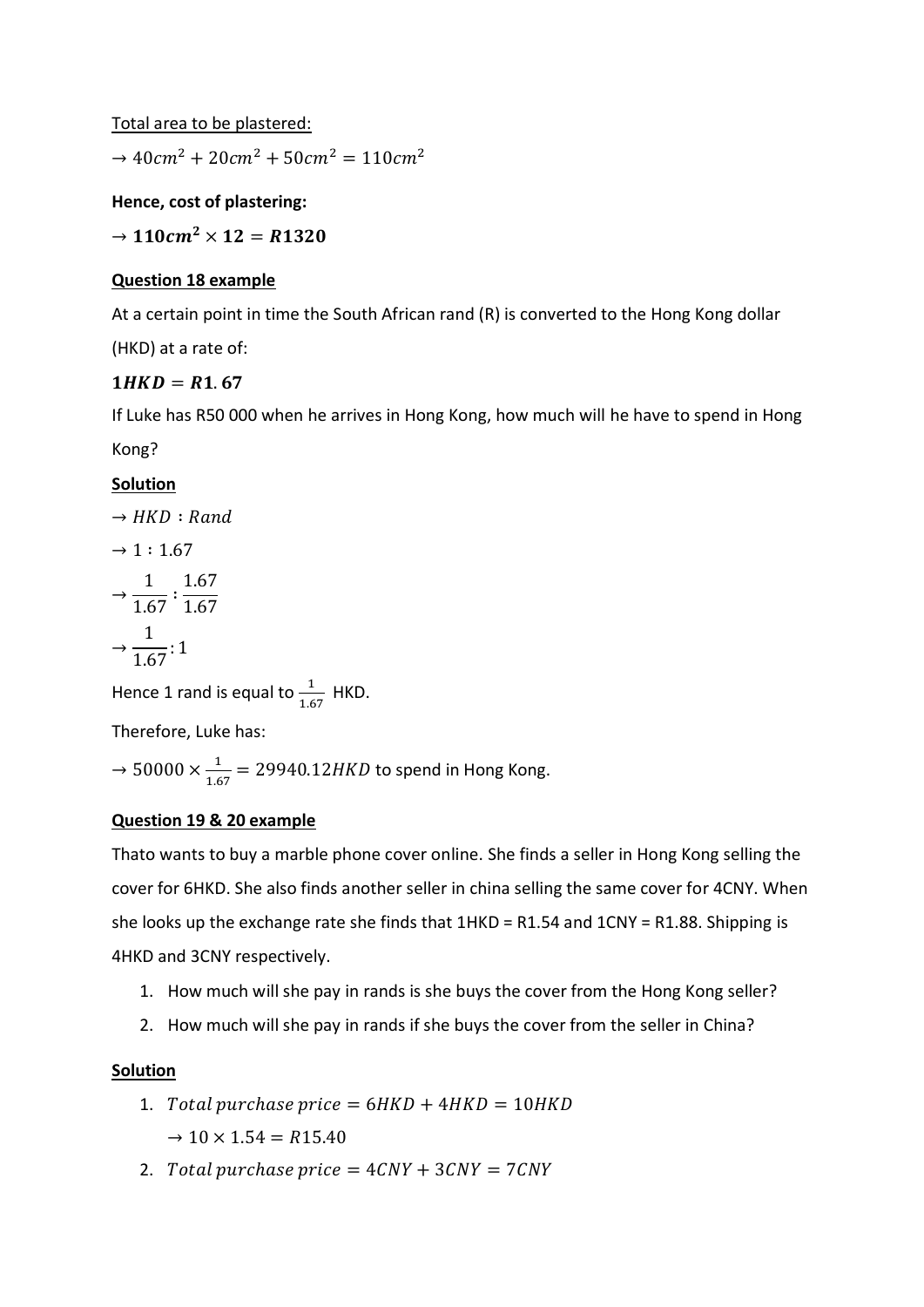Total area to be plastered:

$\rightarrow 40cm^2 + 20cm^2 + 50cm^2 = 110cm^2$

**Hence, cost of plastering:**

$\rightarrow \mathbf{110cm^2 \times 12 = R1320}$

**Question 18 example**

At a certain point in time the South African rand (R) is converted to the Hong Kong dollar (HKD) at a rate of:

$\mathbf{1HKD = R1.67}$

If Luke has R50 000 when he arrives in Hong Kong, how much will he have to spend in Hong Kong?

**Solution**

$\rightarrow HKD : Rand$

$\rightarrow 1 : 1.67$

$\rightarrow \frac{1}{1.67} : \frac{1.67}{1.67}$

$\rightarrow \frac{1}{1.67} : 1$

Hence 1 rand is equal to $\frac{1}{1.67}$ HKD.

Therefore, Luke has:

$\rightarrow 50000 \times \frac{1}{1.67} = 29940.12HKD$ to spend in Hong Kong.

**Question 19 & 20 example**

Thato wants to buy a marble phone cover online. She finds a seller in Hong Kong selling the cover for 6HKD. She also finds another seller in china selling the same cover for 4CNY. When she looks up the exchange rate she finds that 1HKD = R1.54 and 1CNY = R1.88. Shipping is 4HKD and 3CNY respectively.

1. How much will she pay in rands is she buys the cover from the Hong Kong seller?
2. How much will she pay in rands if she buys the cover from the seller in China?

**Solution**

1. $Total\ purchase\ price = 6HKD + 4HKD = 10HKD$

   $\rightarrow 10 \times 1.54 = R15.40$

2. $Total\ purchase\ price = 4CNY + 3CNY = 7CNY$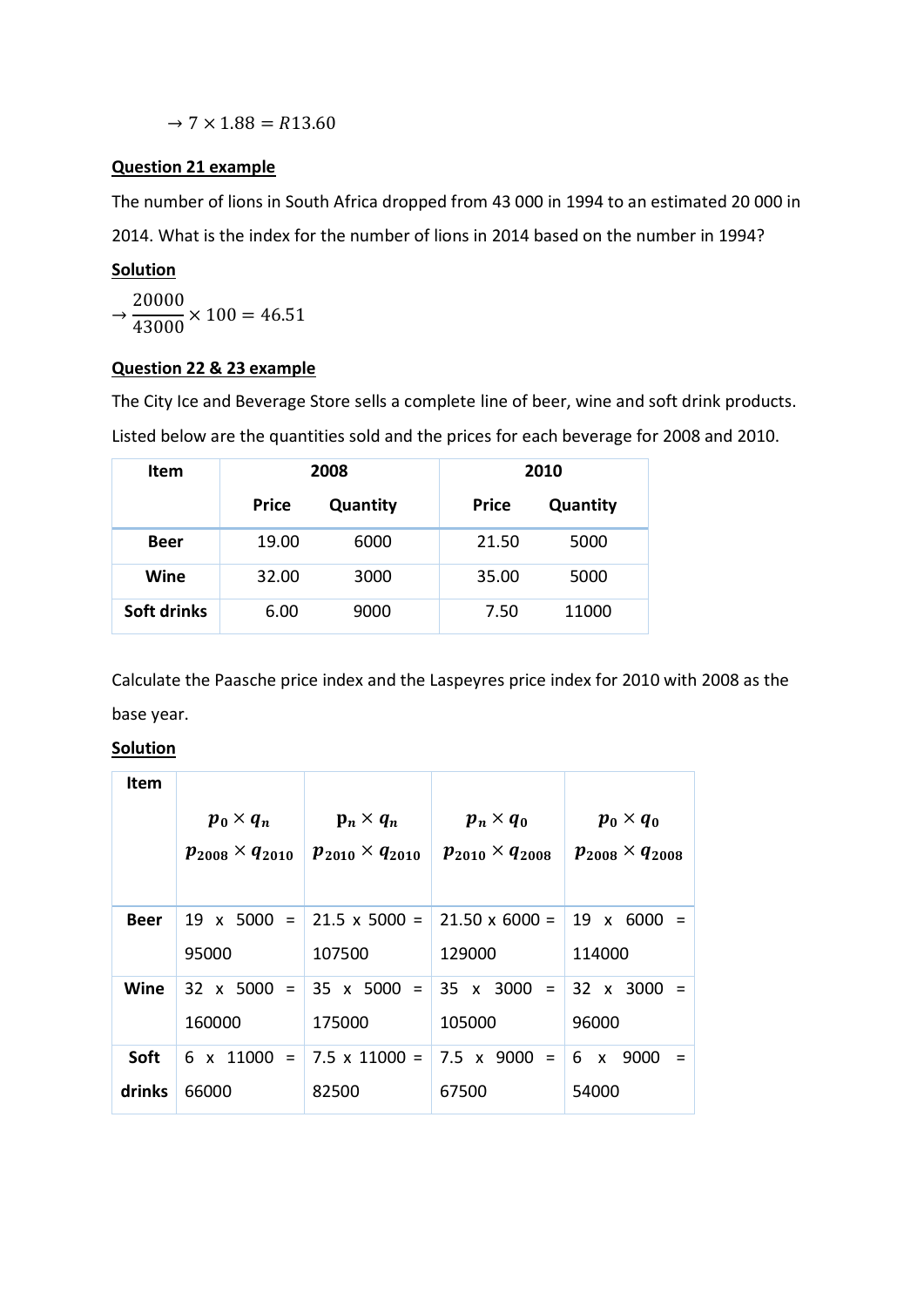$$\rightarrow 7 \times 1.88 = R13.60$$

**Question 21 example**

The number of lions in South Africa dropped from 43 000 in 1994 to an estimated 20 000 in 2014. What is the index for the number of lions in 2014 based on the number in 1994?

**Solution**

$$\rightarrow \frac{20000}{43000} \times 100 = 46.51$$

**Question 22 & 23 example**

The City Ice and Beverage Store sells a complete line of beer, wine and soft drink products. Listed below are the quantities sold and the prices for each beverage for 2008 and 2010.

| Item | 2008 | | 2010 | |
|---|---|---|---|---|
| | Price | Quantity | Price | Quantity |
| Beer | 19.00 | 6000 | 21.50 | 5000 |
| Wine | 32.00 | 3000 | 35.00 | 5000 |
| Soft drinks | 6.00 | 9000 | 7.50 | 11000 |

Calculate the Paasche price index and the Laspeyres price index for 2010 with 2008 as the base year.

**Solution**

| Item | $p_0 \times q_n$ $p_{2008} \times q_{2010}$ | $p_n \times q_n$ $p_{2010} \times q_{2010}$ | $p_n \times q_0$ $p_{2010} \times q_{2008}$ | $p_0 \times q_0$ $p_{2008} \times q_{2008}$ |
|---|---|---|---|---|
| Beer | 19 x 5000 = 95000 | 21.5 x 5000 = 107500 | 21.50 x 6000 = 129000 | 19 x 6000 = 114000 |
| Wine | 32 x 5000 = 160000 | 35 x 5000 = 175000 | 35 x 3000 = 105000 | 32 x 3000 = 96000 |
| Soft drinks | 6 x 11000 = 66000 | 7.5 x 11000 = 82500 | 7.5 x 9000 = 67500 | 6 x 9000 = 54000 |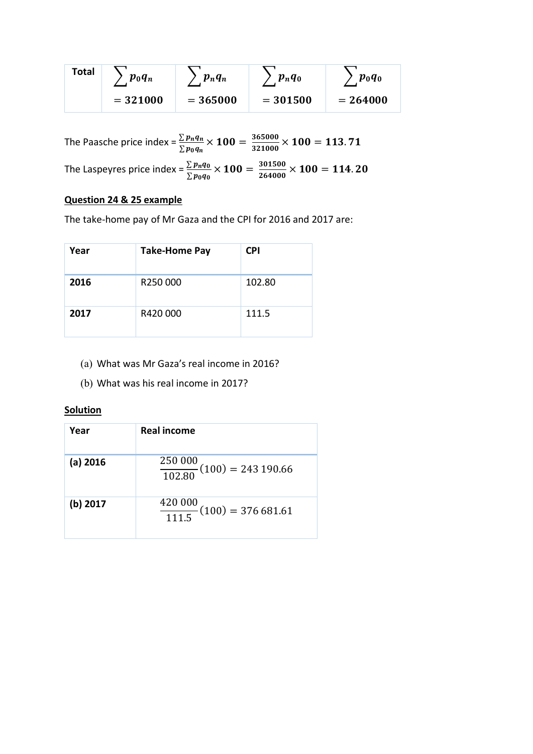| Total | $\sum p_0 q_n$ $= 321000$ | $\sum p_n q_n$ $= 365000$ | $\sum p_n q_0$ $= 301500$ | $\sum p_0 q_0$ $= 264000$ |
|---|---|---|---|---|

The Paasche price index = $\frac{\sum p_n q_n}{\sum p_0 q_n} \times 100 = \frac{365000}{321000} \times 100 = 113.71$

The Laspeyres price index = $\frac{\sum p_n q_0}{\sum p_0 q_0} \times 100 = \frac{301500}{264000} \times 100 = 114.20$

**Question 24 & 25 example**

The take-home pay of Mr Gaza and the CPI for 2016 and 2017 are:

| Year | Take-Home Pay | CPI |
|---|---|---|
| **2016** | R250 000 | 102.80 |
| **2017** | R420 000 | 111.5 |

(a) What was Mr Gaza's real income in 2016?

(b) What was his real income in 2017?

**Solution**

| Year | Real income |
|---|---|
| **(a) 2016** | $\frac{250\ 000}{102.80}(100) = 243\ 190.66$ |
| **(b) 2017** | $\frac{420\ 000}{111.5}(100) = 376\ 681.61$ |